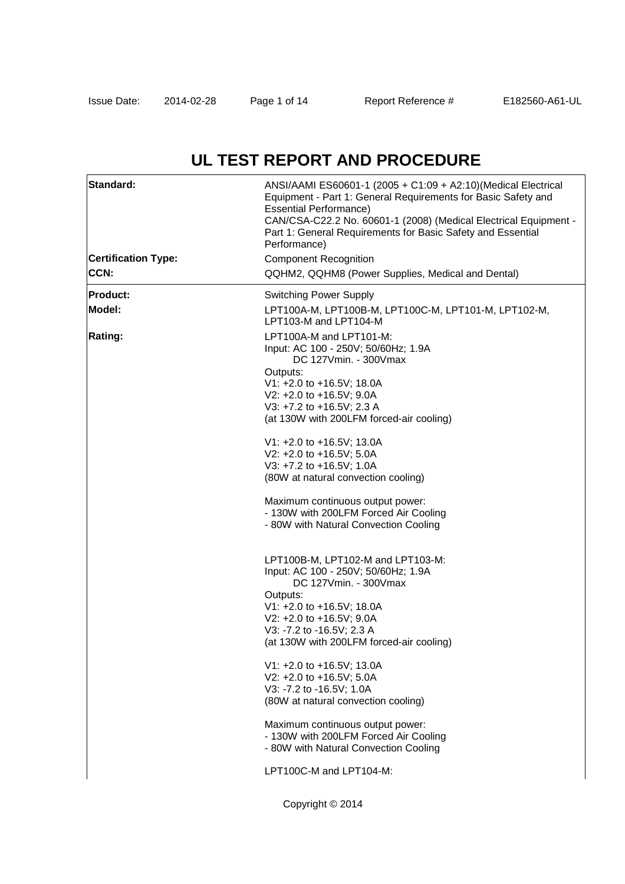# UL TEST REPORT AND PROCEDURE

| | |
|---|---|
| **Standard:** | ANSI/AAMI ES60601-1 (2005 + C1:09 + A2:10)(Medical Electrical Equipment - Part 1: General Requirements for Basic Safety and Essential Performance)<br>CAN/CSA-C22.2 No. 60601-1 (2008) (Medical Electrical Equipment - Part 1: General Requirements for Basic Safety and Essential Performance) |
| **Certification Type:** | Component Recognition |
| **CCN:** | QQHM2, QQHM8 (Power Supplies, Medical and Dental) |
| **Product:** | Switching Power Supply |
| **Model:** | LPT100A-M, LPT100B-M, LPT100C-M, LPT101-M, LPT102-M, LPT103-M and LPT104-M |
| **Rating:** | LPT100A-M and LPT101-M:<br>Input: AC 100 - 250V; 50/60Hz; 1.9A<br>DC 127Vmin. - 300Vmax<br>Outputs:<br>V1: +2.0 to +16.5V; 18.0A<br>V2: +2.0 to +16.5V; 9.0A<br>V3: +7.2 to +16.5V; 2.3 A<br>(at 130W with 200LFM forced-air cooling)<br><br>V1: +2.0 to +16.5V; 13.0A<br>V2: +2.0 to +16.5V; 5.0A<br>V3: +7.2 to +16.5V; 1.0A<br>(80W at natural convection cooling)<br><br>Maximum continuous output power:<br>- 130W with 200LFM Forced Air Cooling<br>- 80W with Natural Convection Cooling<br><br>LPT100B-M, LPT102-M and LPT103-M:<br>Input: AC 100 - 250V; 50/60Hz; 1.9A<br>DC 127Vmin. - 300Vmax<br>Outputs:<br>V1: +2.0 to +16.5V; 18.0A<br>V2: +2.0 to +16.5V; 9.0A<br>V3: -7.2 to -16.5V; 2.3 A<br>(at 130W with 200LFM forced-air cooling)<br><br>V1: +2.0 to +16.5V; 13.0A<br>V2: +2.0 to +16.5V; 5.0A<br>V3: -7.2 to -16.5V; 1.0A<br>(80W at natural convection cooling)<br><br>Maximum continuous output power:<br>- 130W with 200LFM Forced Air Cooling<br>- 80W with Natural Convection Cooling<br><br>LPT100C-M and LPT104-M: |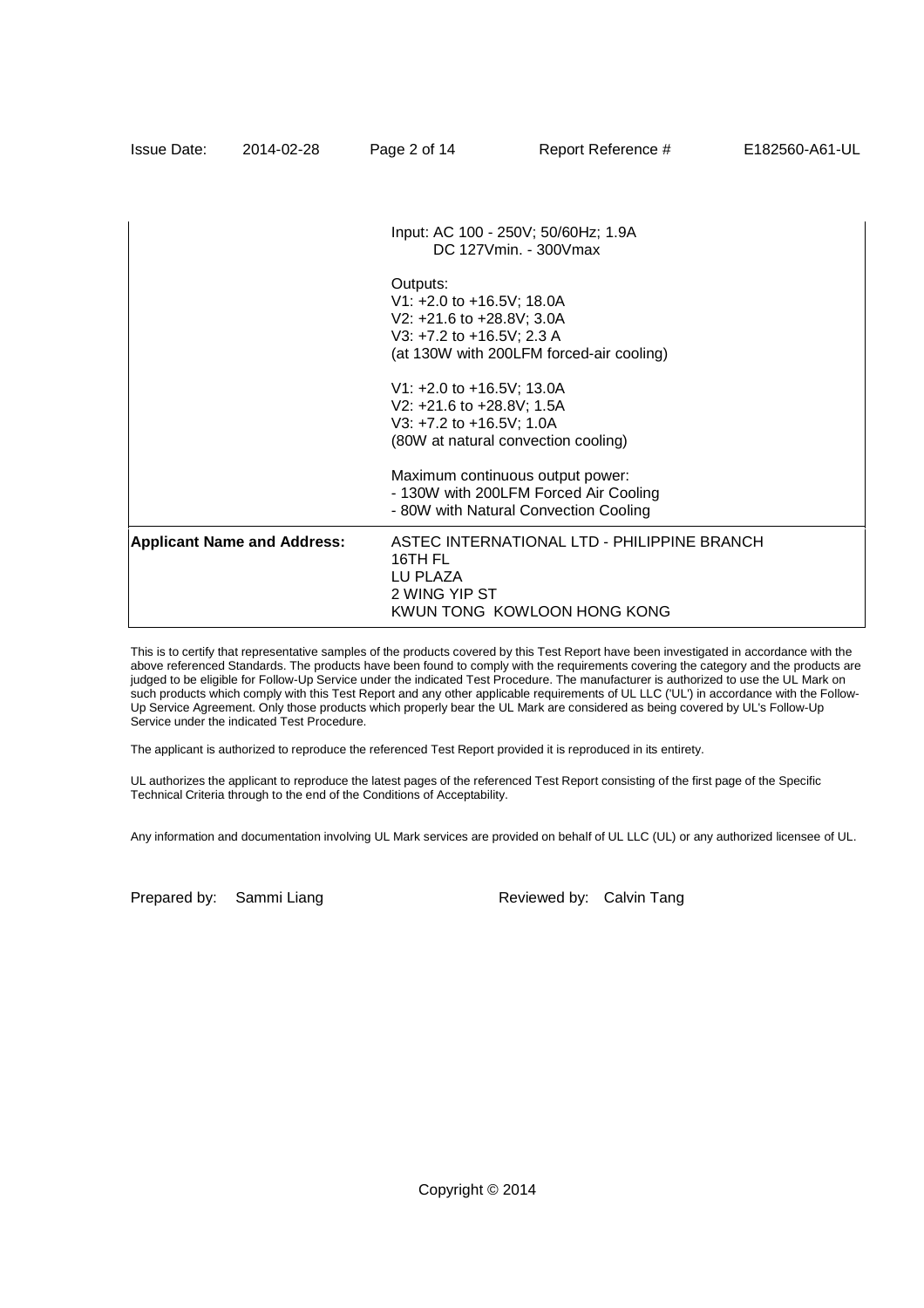| | |
|---|---|
| | Input: AC 100 - 250V; 50/60Hz; 1.9A<br>DC 127Vmin. - 300Vmax<br><br>Outputs:<br>V1: +2.0 to +16.5V; 18.0A<br>V2: +21.6 to +28.8V; 3.0A<br>V3: +7.2 to +16.5V; 2.3 A<br>(at 130W with 200LFM forced-air cooling)<br><br>V1: +2.0 to +16.5V; 13.0A<br>V2: +21.6 to +28.8V; 1.5A<br>V3: +7.2 to +16.5V; 1.0A<br>(80W at natural convection cooling)<br><br>Maximum continuous output power:<br>- 130W with 200LFM Forced Air Cooling<br>- 80W with Natural Convection Cooling |
| **Applicant Name and Address:** | ASTEC INTERNATIONAL LTD - PHILIPPINE BRANCH<br>16TH FL<br>LU PLAZA<br>2 WING YIP ST<br>KWUN TONG KOWLOON HONG KONG |

This is to certify that representative samples of the products covered by this Test Report have been investigated in accordance with the above referenced Standards. The products have been found to comply with the requirements covering the category and the products are judged to be eligible for Follow-Up Service under the indicated Test Procedure. The manufacturer is authorized to use the UL Mark on such products which comply with this Test Report and any other applicable requirements of UL LLC ('UL') in accordance with the Follow-Up Service Agreement. Only those products which properly bear the UL Mark are considered as being covered by UL's Follow-Up Service under the indicated Test Procedure.

The applicant is authorized to reproduce the referenced Test Report provided it is reproduced in its entirety.

UL authorizes the applicant to reproduce the latest pages of the referenced Test Report consisting of the first page of the Specific Technical Criteria through to the end of the Conditions of Acceptability.

Any information and documentation involving UL Mark services are provided on behalf of UL LLC (UL) or any authorized licensee of UL.

Prepared by: Sammi Liang Reviewed by: Calvin Tang

Copyright © 2014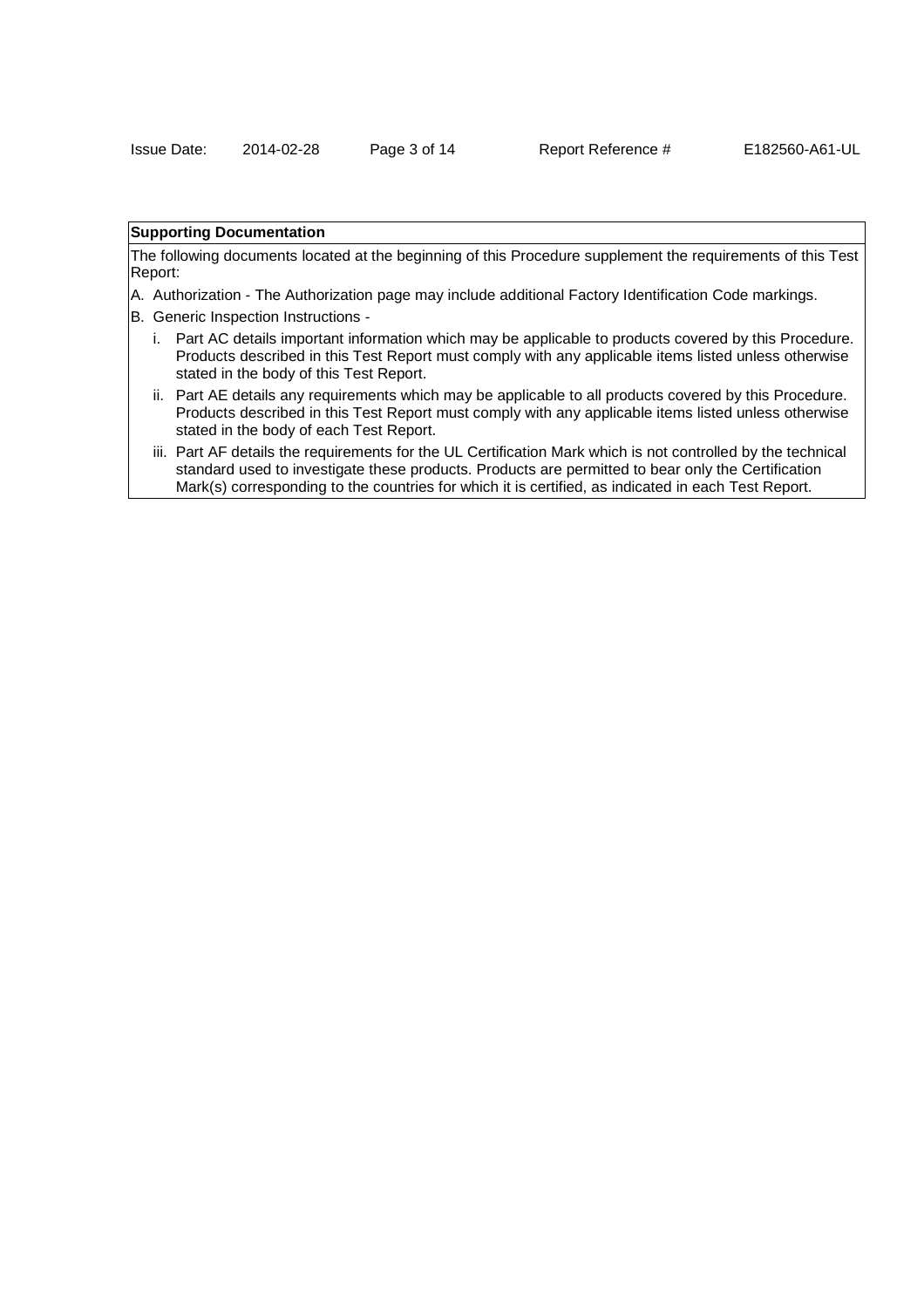**Supporting Documentation**

The following documents located at the beginning of this Procedure supplement the requirements of this Test Report:

A. Authorization - The Authorization page may include additional Factory Identification Code markings.

B. Generic Inspection Instructions -

   i. Part AC details important information which may be applicable to products covered by this Procedure. Products described in this Test Report must comply with any applicable items listed unless otherwise stated in the body of this Test Report.

   ii. Part AE details any requirements which may be applicable to all products covered by this Procedure. Products described in this Test Report must comply with any applicable items listed unless otherwise stated in the body of each Test Report.

   iii. Part AF details the requirements for the UL Certification Mark which is not controlled by the technical standard used to investigate these products. Products are permitted to bear only the Certification Mark(s) corresponding to the countries for which it is certified, as indicated in each Test Report.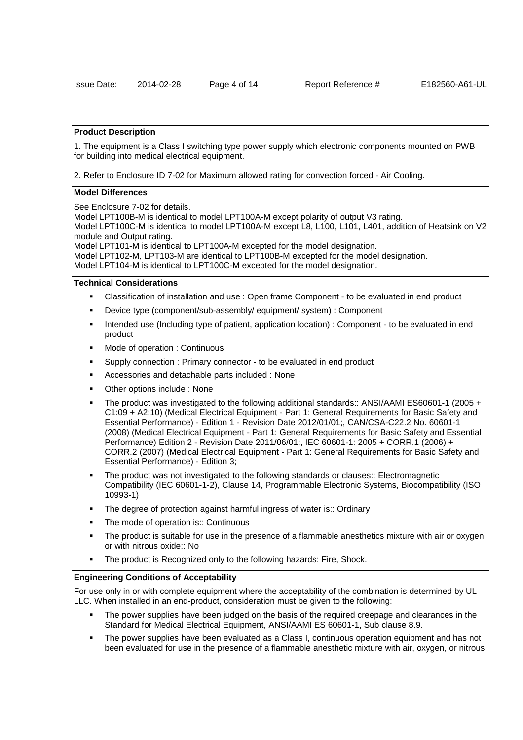**Product Description**

1. The equipment is a Class I switching type power supply which electronic components mounted on PWB for building into medical electrical equipment.

2. Refer to Enclosure ID 7-02 for Maximum allowed rating for convection forced - Air Cooling.

**Model Differences**

See Enclosure 7-02 for details.
Model LPT100B-M is identical to model LPT100A-M except polarity of output V3 rating.
Model LPT100C-M is identical to model LPT100A-M except L8, L100, L101, L401, addition of Heatsink on V2 module and Output rating.
Model LPT101-M is identical to LPT100A-M excepted for the model designation.
Model LPT102-M, LPT103-M are identical to LPT100B-M excepted for the model designation.
Model LPT104-M is identical to LPT100C-M excepted for the model designation.

**Technical Considerations**

- Classification of installation and use : Open frame Component - to be evaluated in end product
- Device type (component/sub-assembly/ equipment/ system) : Component
- Intended use (Including type of patient, application location) : Component - to be evaluated in end product
- Mode of operation : Continuous
- Supply connection : Primary connector - to be evaluated in end product
- Accessories and detachable parts included : None
- Other options include : None
- The product was investigated to the following additional standards:: ANSI/AAMI ES60601-1 (2005 + C1:09 + A2:10) (Medical Electrical Equipment - Part 1: General Requirements for Basic Safety and Essential Performance) - Edition 1 - Revision Date 2012/01/01;, CAN/CSA-C22.2 No. 60601-1 (2008) (Medical Electrical Equipment - Part 1: General Requirements for Basic Safety and Essential Performance) Edition 2 - Revision Date 2011/06/01;, IEC 60601-1: 2005 + CORR.1 (2006) + CORR.2 (2007) (Medical Electrical Equipment - Part 1: General Requirements for Basic Safety and Essential Performance) - Edition 3;
- The product was not investigated to the following standards or clauses:: Electromagnetic Compatibility (IEC 60601-1-2), Clause 14, Programmable Electronic Systems, Biocompatibility (ISO 10993-1)
- The degree of protection against harmful ingress of water is:: Ordinary
- The mode of operation is:: Continuous
- The product is suitable for use in the presence of a flammable anesthetics mixture with air or oxygen or with nitrous oxide:: No
- The product is Recognized only to the following hazards: Fire, Shock.

**Engineering Conditions of Acceptability**

For use only in or with complete equipment where the acceptability of the combination is determined by UL LLC. When installed in an end-product, consideration must be given to the following:

- The power supplies have been judged on the basis of the required creepage and clearances in the Standard for Medical Electrical Equipment, ANSI/AAMI ES 60601-1, Sub clause 8.9.
- The power supplies have been evaluated as a Class I, continuous operation equipment and has not been evaluated for use in the presence of a flammable anesthetic mixture with air, oxygen, or nitrous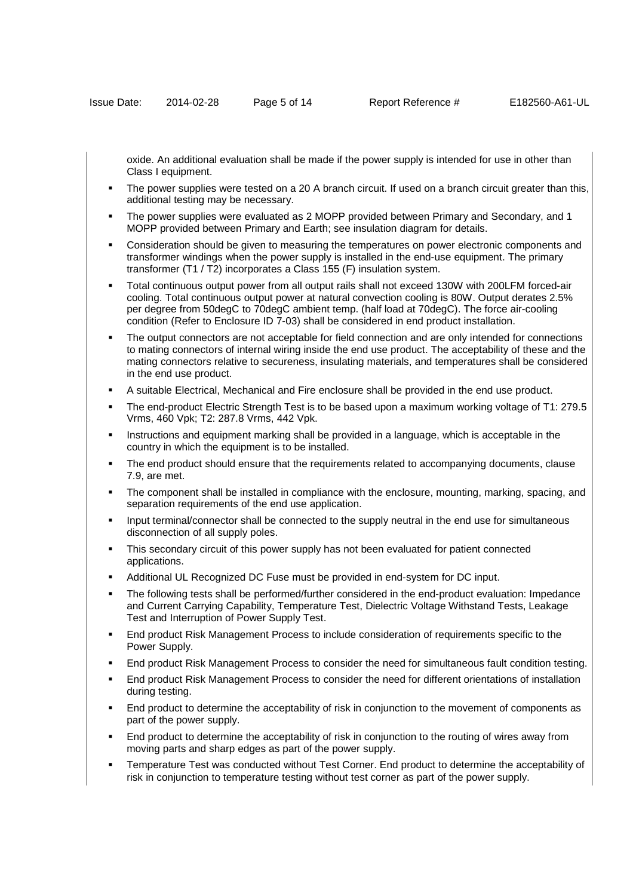oxide. An additional evaluation shall be made if the power supply is intended for use in other than Class I equipment.

- The power supplies were tested on a 20 A branch circuit. If used on a branch circuit greater than this, additional testing may be necessary.
- The power supplies were evaluated as 2 MOPP provided between Primary and Secondary, and 1 MOPP provided between Primary and Earth; see insulation diagram for details.
- Consideration should be given to measuring the temperatures on power electronic components and transformer windings when the power supply is installed in the end-use equipment. The primary transformer (T1 / T2) incorporates a Class 155 (F) insulation system.
- Total continuous output power from all output rails shall not exceed 130W with 200LFM forced-air cooling. Total continuous output power at natural convection cooling is 80W. Output derates 2.5% per degree from 50degC to 70degC ambient temp. (half load at 70degC). The force air-cooling condition (Refer to Enclosure ID 7-03) shall be considered in end product installation.
- The output connectors are not acceptable for field connection and are only intended for connections to mating connectors of internal wiring inside the end use product. The acceptability of these and the mating connectors relative to secureness, insulating materials, and temperatures shall be considered in the end use product.
- A suitable Electrical, Mechanical and Fire enclosure shall be provided in the end use product.
- The end-product Electric Strength Test is to be based upon a maximum working voltage of T1: 279.5 Vrms, 460 Vpk; T2: 287.8 Vrms, 442 Vpk.
- Instructions and equipment marking shall be provided in a language, which is acceptable in the country in which the equipment is to be installed.
- The end product should ensure that the requirements related to accompanying documents, clause 7.9, are met.
- The component shall be installed in compliance with the enclosure, mounting, marking, spacing, and separation requirements of the end use application.
- Input terminal/connector shall be connected to the supply neutral in the end use for simultaneous disconnection of all supply poles.
- This secondary circuit of this power supply has not been evaluated for patient connected applications.
- Additional UL Recognized DC Fuse must be provided in end-system for DC input.
- The following tests shall be performed/further considered in the end-product evaluation: Impedance and Current Carrying Capability, Temperature Test, Dielectric Voltage Withstand Tests, Leakage Test and Interruption of Power Supply Test.
- End product Risk Management Process to include consideration of requirements specific to the Power Supply.
- End product Risk Management Process to consider the need for simultaneous fault condition testing.
- End product Risk Management Process to consider the need for different orientations of installation during testing.
- End product to determine the acceptability of risk in conjunction to the movement of components as part of the power supply.
- End product to determine the acceptability of risk in conjunction to the routing of wires away from moving parts and sharp edges as part of the power supply.
- Temperature Test was conducted without Test Corner. End product to determine the acceptability of risk in conjunction to temperature testing without test corner as part of the power supply.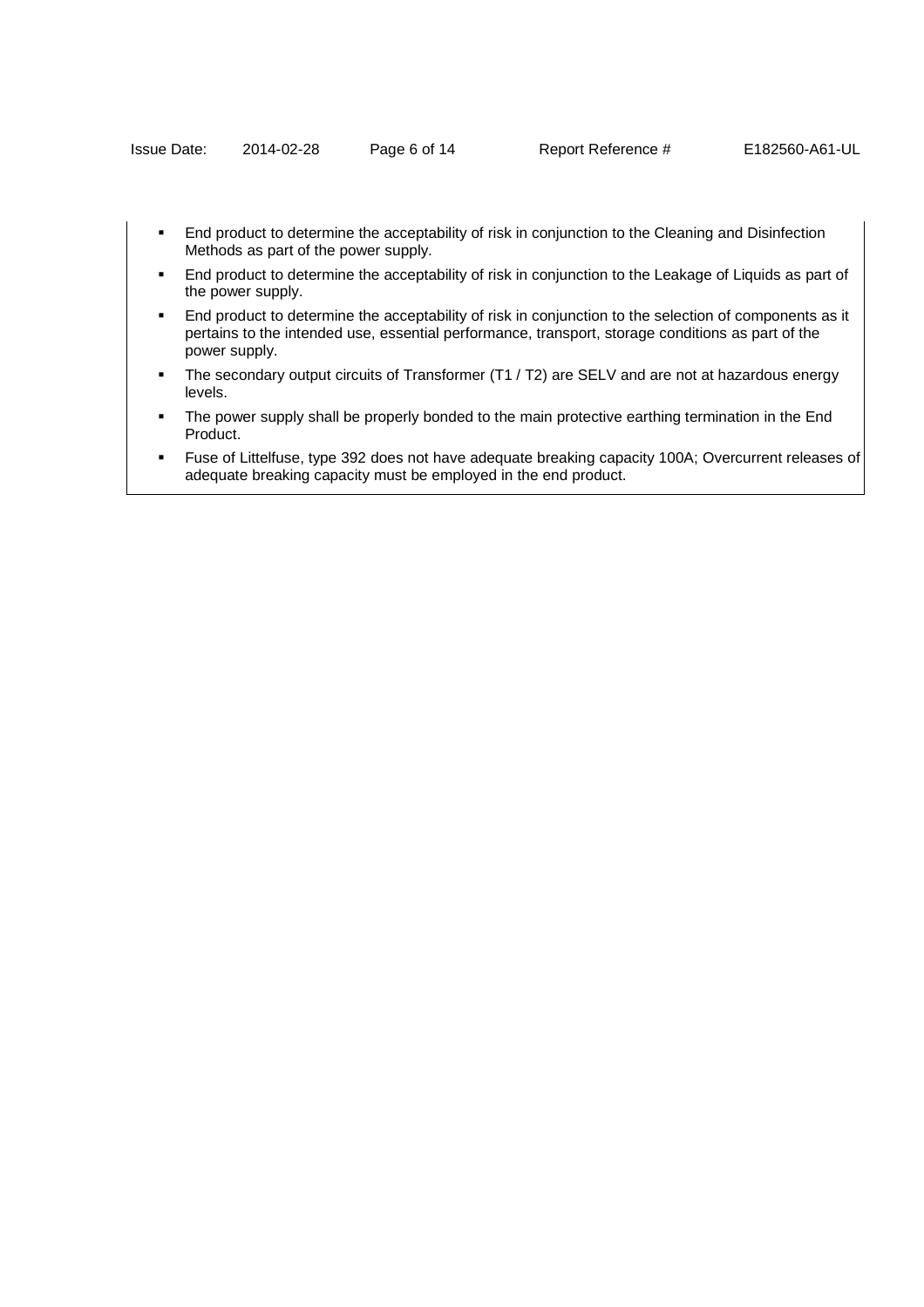- End product to determine the acceptability of risk in conjunction to the Cleaning and Disinfection Methods as part of the power supply.
- End product to determine the acceptability of risk in conjunction to the Leakage of Liquids as part of the power supply.
- End product to determine the acceptability of risk in conjunction to the selection of components as it pertains to the intended use, essential performance, transport, storage conditions as part of the power supply.
- The secondary output circuits of Transformer (T1 / T2) are SELV and are not at hazardous energy levels.
- The power supply shall be properly bonded to the main protective earthing termination in the End Product.
- Fuse of Littelfuse, type 392 does not have adequate breaking capacity 100A; Overcurrent releases of adequate breaking capacity must be employed in the end product.